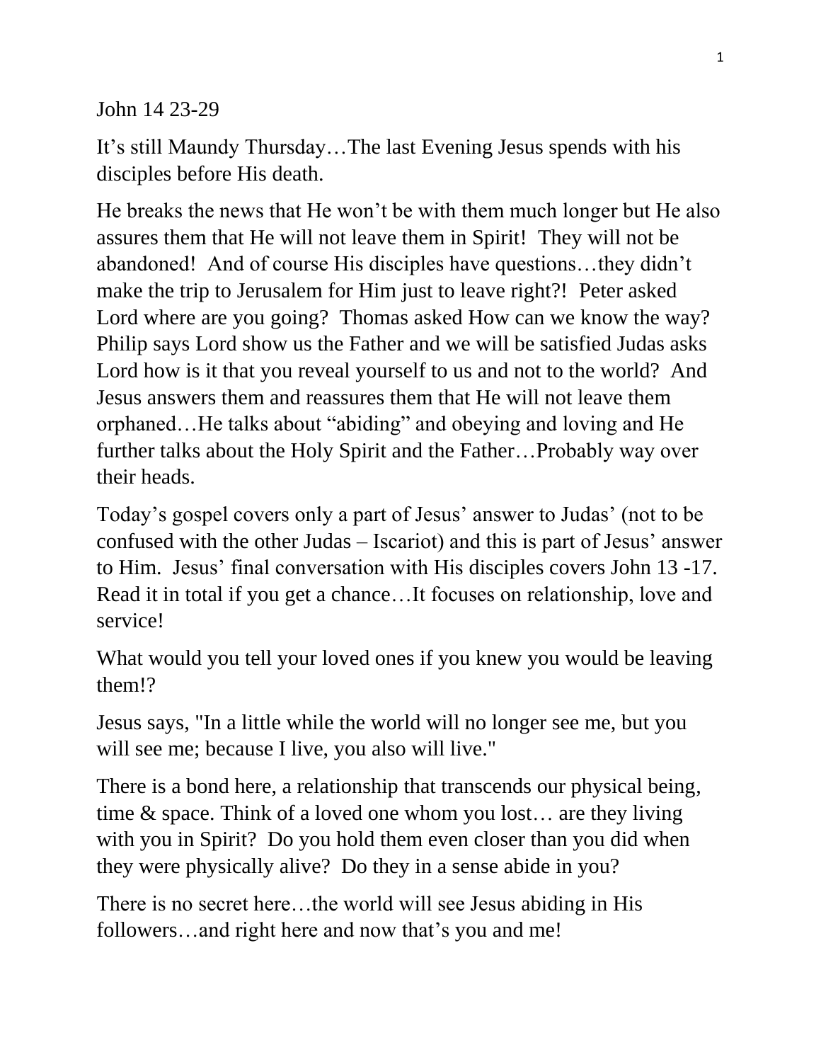John 14 23-29

It's still Maundy Thursday…The last Evening Jesus spends with his disciples before His death.

He breaks the news that He won't be with them much longer but He also assures them that He will not leave them in Spirit! They will not be abandoned! And of course His disciples have questions…they didn't make the trip to Jerusalem for Him just to leave right?! Peter asked Lord where are you going? Thomas asked How can we know the way? Philip says Lord show us the Father and we will be satisfied Judas asks Lord how is it that you reveal yourself to us and not to the world? And Jesus answers them and reassures them that He will not leave them orphaned…He talks about "abiding" and obeying and loving and He further talks about the Holy Spirit and the Father…Probably way over their heads.

Today's gospel covers only a part of Jesus' answer to Judas' (not to be confused with the other Judas – Iscariot) and this is part of Jesus' answer to Him. Jesus' final conversation with His disciples covers John 13 -17. Read it in total if you get a chance…It focuses on relationship, love and service!

What would you tell your loved ones if you knew you would be leaving them!?

Jesus says, "In a little while the world will no longer see me, but you will see me; because I live, you also will live."

There is a bond here, a relationship that transcends our physical being, time & space. Think of a loved one whom you lost… are they living with you in Spirit? Do you hold them even closer than you did when they were physically alive? Do they in a sense abide in you?

There is no secret here…the world will see Jesus abiding in His followers…and right here and now that's you and me!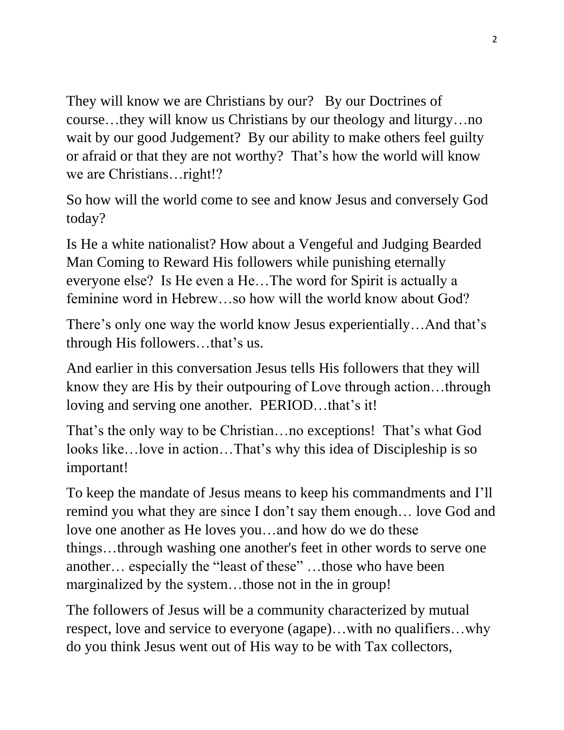They will know we are Christians by our? By our Doctrines of course…they will know us Christians by our theology and liturgy…no wait by our good Judgement? By our ability to make others feel guilty or afraid or that they are not worthy? That's how the world will know we are Christians…right!?

So how will the world come to see and know Jesus and conversely God today?

Is He a white nationalist? How about a Vengeful and Judging Bearded Man Coming to Reward His followers while punishing eternally everyone else? Is He even a He…The word for Spirit is actually a feminine word in Hebrew…so how will the world know about God?

There's only one way the world know Jesus experientially…And that's through His followers…that's us.

And earlier in this conversation Jesus tells His followers that they will know they are His by their outpouring of Love through action…through loving and serving one another. PERIOD…that's it!

That's the only way to be Christian…no exceptions! That's what God looks like…love in action…That's why this idea of Discipleship is so important!

To keep the mandate of Jesus means to keep his commandments and I'll remind you what they are since I don't say them enough… love God and love one another as He loves you…and how do we do these things…through washing one another's feet in other words to serve one another… especially the "least of these" …those who have been marginalized by the system…those not in the in group!

The followers of Jesus will be a community characterized by mutual respect, love and service to everyone (agape)…with no qualifiers…why do you think Jesus went out of His way to be with Tax collectors,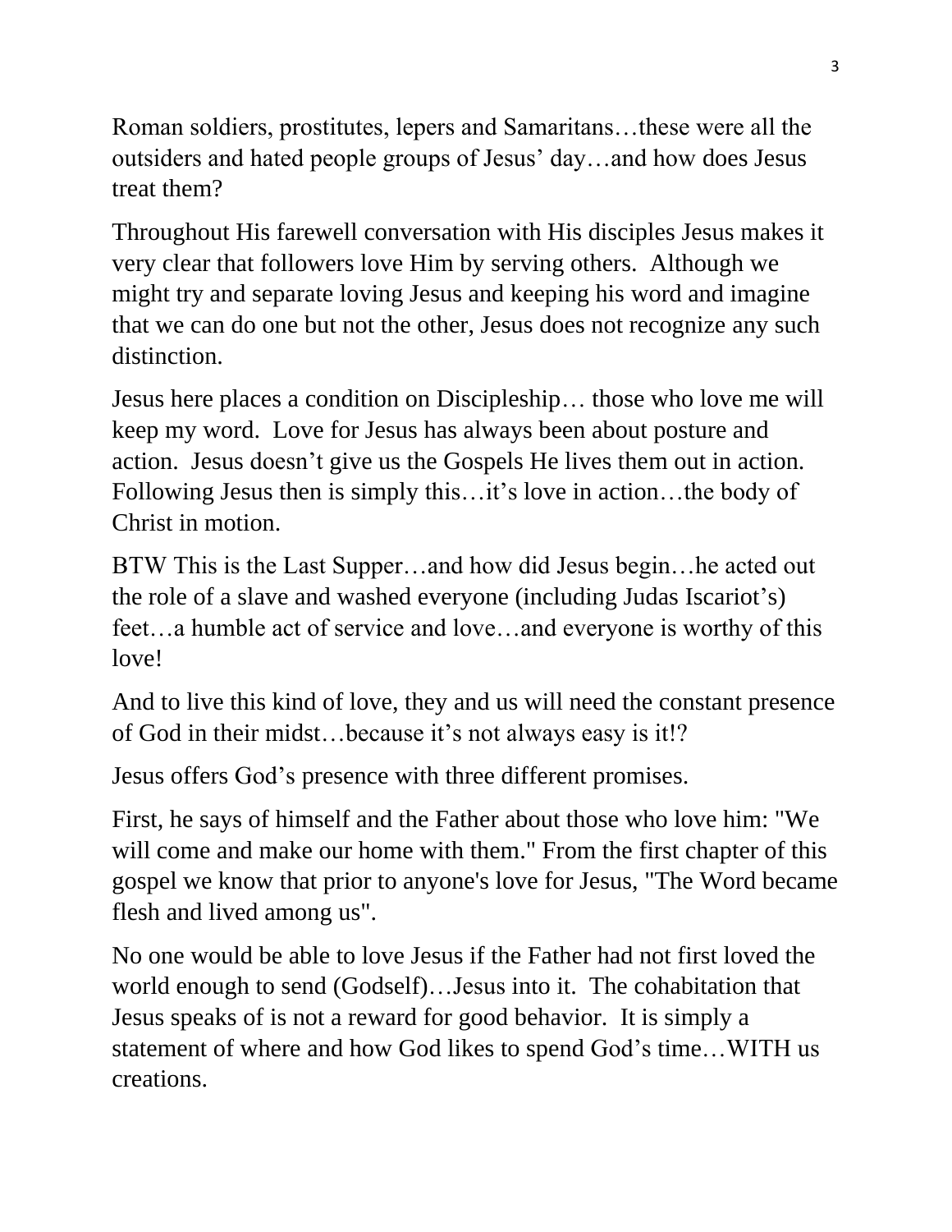Roman soldiers, prostitutes, lepers and Samaritans…these were all the outsiders and hated people groups of Jesus' day…and how does Jesus treat them?

Throughout His farewell conversation with His disciples Jesus makes it very clear that followers love Him by serving others. Although we might try and separate loving Jesus and keeping his word and imagine that we can do one but not the other, Jesus does not recognize any such distinction.

Jesus here places a condition on Discipleship… those who love me will keep my word. Love for Jesus has always been about posture and action. Jesus doesn't give us the Gospels He lives them out in action. Following Jesus then is simply this…it's love in action…the body of Christ in motion.

BTW This is the Last Supper…and how did Jesus begin…he acted out the role of a slave and washed everyone (including Judas Iscariot's) feet…a humble act of service and love…and everyone is worthy of this love!

And to live this kind of love, they and us will need the constant presence of God in their midst…because it's not always easy is it!?

Jesus offers God's presence with three different promises.

First, he says of himself and the Father about those who love him: "We will come and make our home with them." From the first chapter of this gospel we know that prior to anyone's love for Jesus, "The Word became flesh and lived among us".

No one would be able to love Jesus if the Father had not first loved the world enough to send (Godself)…Jesus into it. The cohabitation that Jesus speaks of is not a reward for good behavior. It is simply a statement of where and how God likes to spend God's time…WITH us creations.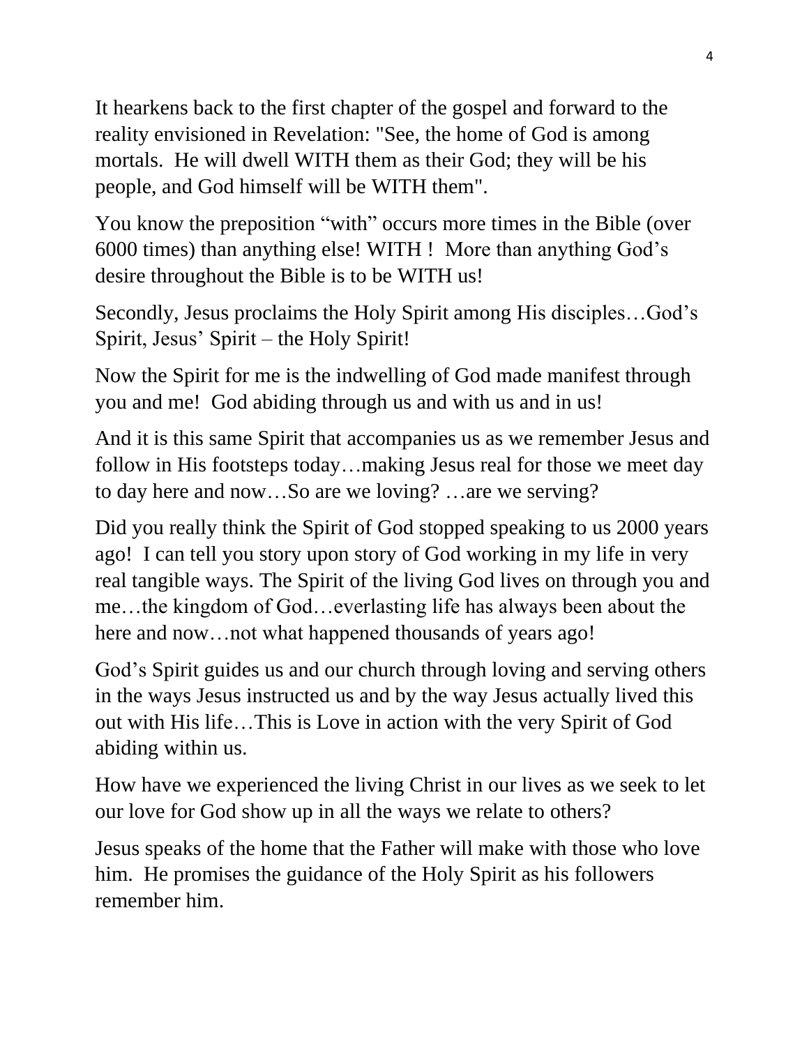It hearkens back to the first chapter of the gospel and forward to the reality envisioned in Revelation: "See, the home of God is among mortals. He will dwell WITH them as their God; they will be his people, and God himself will be WITH them".

You know the preposition "with" occurs more times in the Bible (over 6000 times) than anything else! WITH ! More than anything God's desire throughout the Bible is to be WITH us!

Secondly, Jesus proclaims the Holy Spirit among His disciples…God's Spirit, Jesus' Spirit – the Holy Spirit!

Now the Spirit for me is the indwelling of God made manifest through you and me! God abiding through us and with us and in us!

And it is this same Spirit that accompanies us as we remember Jesus and follow in His footsteps today…making Jesus real for those we meet day to day here and now…So are we loving? …are we serving?

Did you really think the Spirit of God stopped speaking to us 2000 years ago! I can tell you story upon story of God working in my life in very real tangible ways. The Spirit of the living God lives on through you and me…the kingdom of God…everlasting life has always been about the here and now…not what happened thousands of years ago!

God's Spirit guides us and our church through loving and serving others in the ways Jesus instructed us and by the way Jesus actually lived this out with His life…This is Love in action with the very Spirit of God abiding within us.

How have we experienced the living Christ in our lives as we seek to let our love for God show up in all the ways we relate to others?

Jesus speaks of the home that the Father will make with those who love him. He promises the guidance of the Holy Spirit as his followers remember him.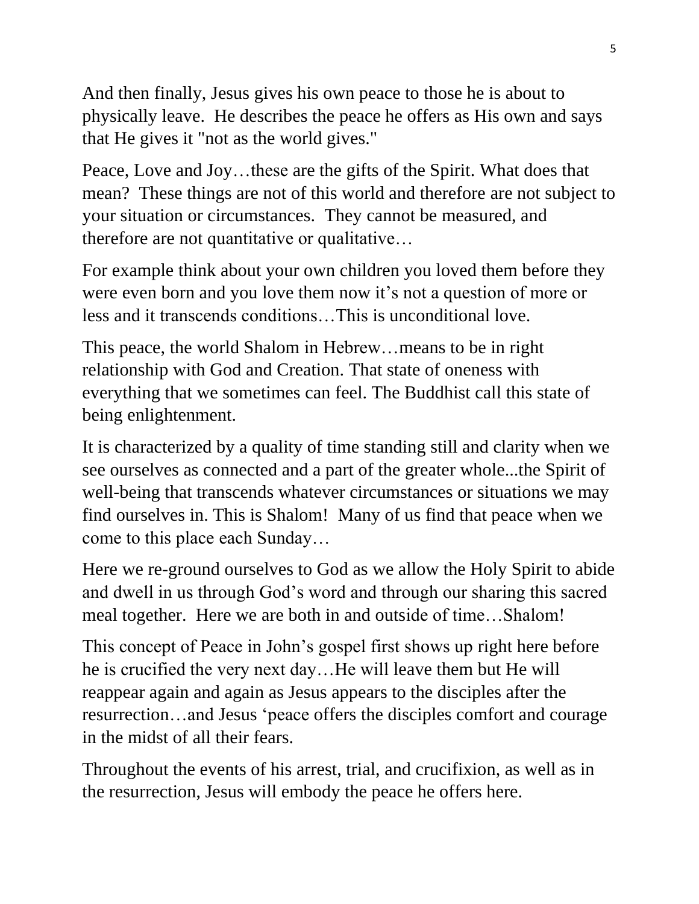And then finally, Jesus gives his own peace to those he is about to physically leave. He describes the peace he offers as His own and says that He gives it "not as the world gives."

Peace, Love and Joy…these are the gifts of the Spirit. What does that mean? These things are not of this world and therefore are not subject to your situation or circumstances. They cannot be measured, and therefore are not quantitative or qualitative…

For example think about your own children you loved them before they were even born and you love them now it's not a question of more or less and it transcends conditions…This is unconditional love.

This peace, the world Shalom in Hebrew…means to be in right relationship with God and Creation. That state of oneness with everything that we sometimes can feel. The Buddhist call this state of being enlightenment.

It is characterized by a quality of time standing still and clarity when we see ourselves as connected and a part of the greater whole...the Spirit of well-being that transcends whatever circumstances or situations we may find ourselves in. This is Shalom! Many of us find that peace when we come to this place each Sunday…

Here we re-ground ourselves to God as we allow the Holy Spirit to abide and dwell in us through God's word and through our sharing this sacred meal together. Here we are both in and outside of time…Shalom!

This concept of Peace in John's gospel first shows up right here before he is crucified the very next day…He will leave them but He will reappear again and again as Jesus appears to the disciples after the resurrection…and Jesus 'peace offers the disciples comfort and courage in the midst of all their fears.

Throughout the events of his arrest, trial, and crucifixion, as well as in the resurrection, Jesus will embody the peace he offers here.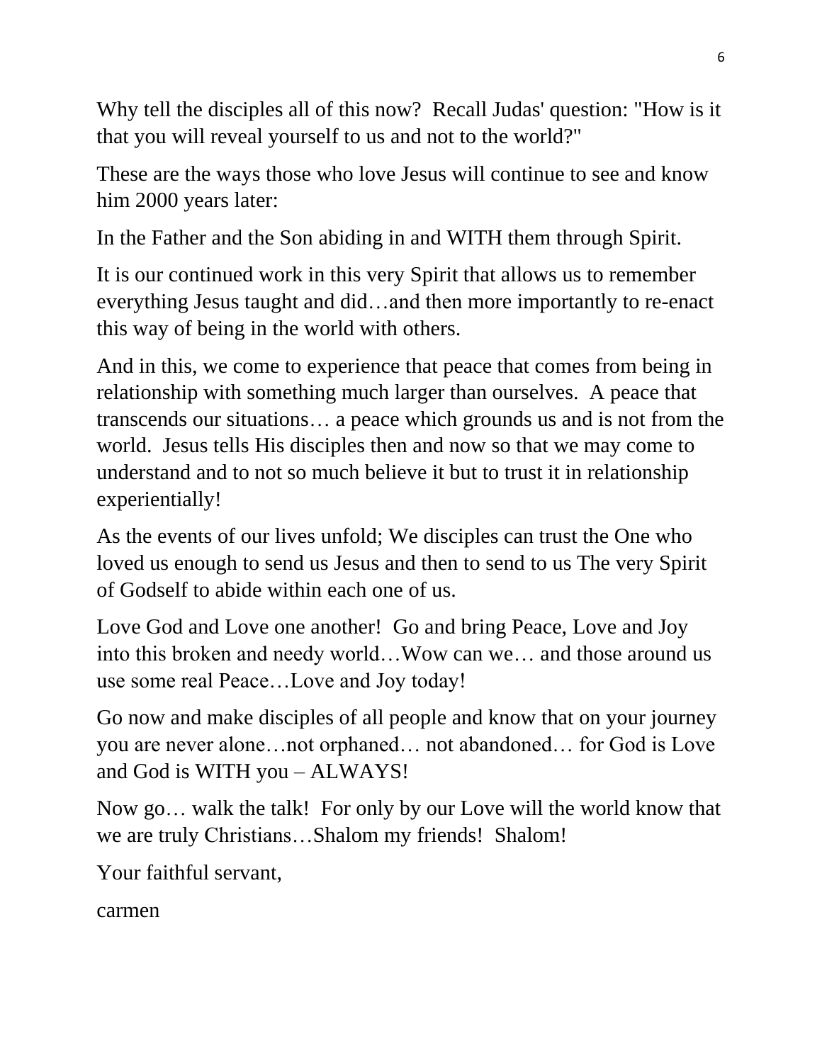Why tell the disciples all of this now?  Recall Judas' question: "How is it that you will reveal yourself to us and not to the world?"

These are the ways those who love Jesus will continue to see and know him 2000 years later:

In the Father and the Son abiding in and WITH them through Spirit.

It is our continued work in this very Spirit that allows us to remember everything Jesus taught and did…and then more importantly to re-enact this way of being in the world with others.

And in this, we come to experience that peace that comes from being in relationship with something much larger than ourselves.  A peace that transcends our situations… a peace which grounds us and is not from the world.  Jesus tells His disciples then and now so that we may come to understand and to not so much believe it but to trust it in relationship experientially!

As the events of our lives unfold; We disciples can trust the One who loved us enough to send us Jesus and then to send to us The very Spirit of Godself to abide within each one of us.

Love God and Love one another!  Go and bring Peace, Love and Joy into this broken and needy world…Wow can we… and those around us use some real Peace…Love and Joy today!

Go now and make disciples of all people and know that on your journey you are never alone…not orphaned… not abandoned… for God is Love and God is WITH you – ALWAYS!

Now go… walk the talk!  For only by our Love will the world know that we are truly Christians…Shalom my friends!  Shalom!

Your faithful servant,

carmen